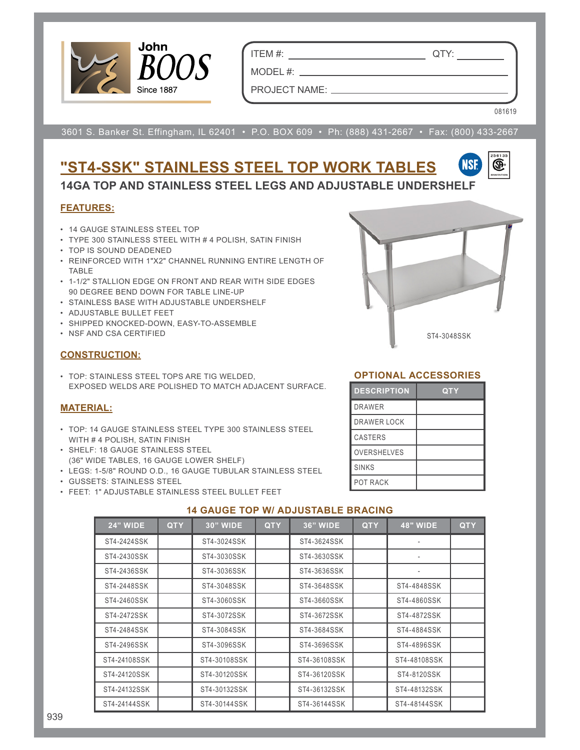John BOOS Since 1887

ITEM #: ____________ QTY: ________

MODEL #: ____________

PROJECT NAME: ____________

081619

3601 S. Banker St. Effingham, IL 62401 • P.O. BOX 609 • Ph: (888) 431-2667 • Fax: (800) 433-2667

# "ST4-SSK" STAINLESS STEEL TOP WORK TABLES

## 14GA TOP AND STAINLESS STEEL LEGS AND ADJUSTABLE UNDERSHELF

### FEATURES:

- 14 GAUGE STAINLESS STEEL TOP
- TYPE 300 STAINLESS STEEL WITH # 4 POLISH, SATIN FINISH
- TOP IS SOUND DEADENED
- REINFORCED WITH 1"X2" CHANNEL RUNNING ENTIRE LENGTH OF TABLE
- 1-1/2" STALLION EDGE ON FRONT AND REAR WITH SIDE EDGES 90 DEGREE BEND DOWN FOR TABLE LINE-UP
- STAINLESS BASE WITH ADJUSTABLE UNDERSHELF
- ADJUSTABLE BULLET FEET
- SHIPPED KNOCKED-DOWN, EASY-TO-ASSEMBLE
- NSF AND CSA CERTIFIED

ST4-3048SSK

### CONSTRUCTION:

- TOP: STAINLESS STEEL TOPS ARE TIG WELDED, EXPOSED WELDS ARE POLISHED TO MATCH ADJACENT SURFACE.

### MATERIAL:

- TOP: 14 GAUGE STAINLESS STEEL TYPE 300 STAINLESS STEEL WITH # 4 POLISH, SATIN FINISH
- SHELF: 18 GAUGE STAINLESS STEEL (36" WIDE TABLES, 16 GAUGE LOWER SHELF)
- LEGS: 1-5/8" ROUND O.D., 16 GAUGE TUBULAR STAINLESS STEEL
- GUSSETS: STAINLESS STEEL
- FEET: 1" ADJUSTABLE STAINLESS STEEL BULLET FEET

### OPTIONAL ACCESSORIES

| DESCRIPTION | QTY |
|---|---|
| DRAWER | |
| DRAWER LOCK | |
| CASTERS | |
| OVERSHELVES | |
| SINKS | |
| POT RACK | |

### 14 GAUGE TOP W/ ADJUSTABLE BRACING

| 24" WIDE | QTY | 30" WIDE | QTY | 36" WIDE | QTY | 48" WIDE | QTY |
|---|---|---|---|---|---|---|---|
| ST4-2424SSK | | ST4-3024SSK | | ST4-3624SSK | | - | |
| ST4-2430SSK | | ST4-3030SSK | | ST4-3630SSK | | - | |
| ST4-2436SSK | | ST4-3036SSK | | ST4-3636SSK | | - | |
| ST4-2448SSK | | ST4-3048SSK | | ST4-3648SSK | | ST4-4848SSK | |
| ST4-2460SSK | | ST4-3060SSK | | ST4-3660SSK | | ST4-4860SSK | |
| ST4-2472SSK | | ST4-3072SSK | | ST4-3672SSK | | ST4-4872SSK | |
| ST4-2484SSK | | ST4-3084SSK | | ST4-3684SSK | | ST4-4884SSK | |
| ST4-2496SSK | | ST4-3096SSK | | ST4-3696SSK | | ST4-4896SSK | |
| ST4-24108SSK | | ST4-30108SSK | | ST4-36108SSK | | ST4-48108SSK | |
| ST4-24120SSK | | ST4-30120SSK | | ST4-36120SSK | | ST4-8120SSK | |
| ST4-24132SSK | | ST4-30132SSK | | ST4-36132SSK | | ST4-48132SSK | |
| ST4-24144SSK | | ST4-30144SSK | | ST4-36144SSK | | ST4-48144SSK | |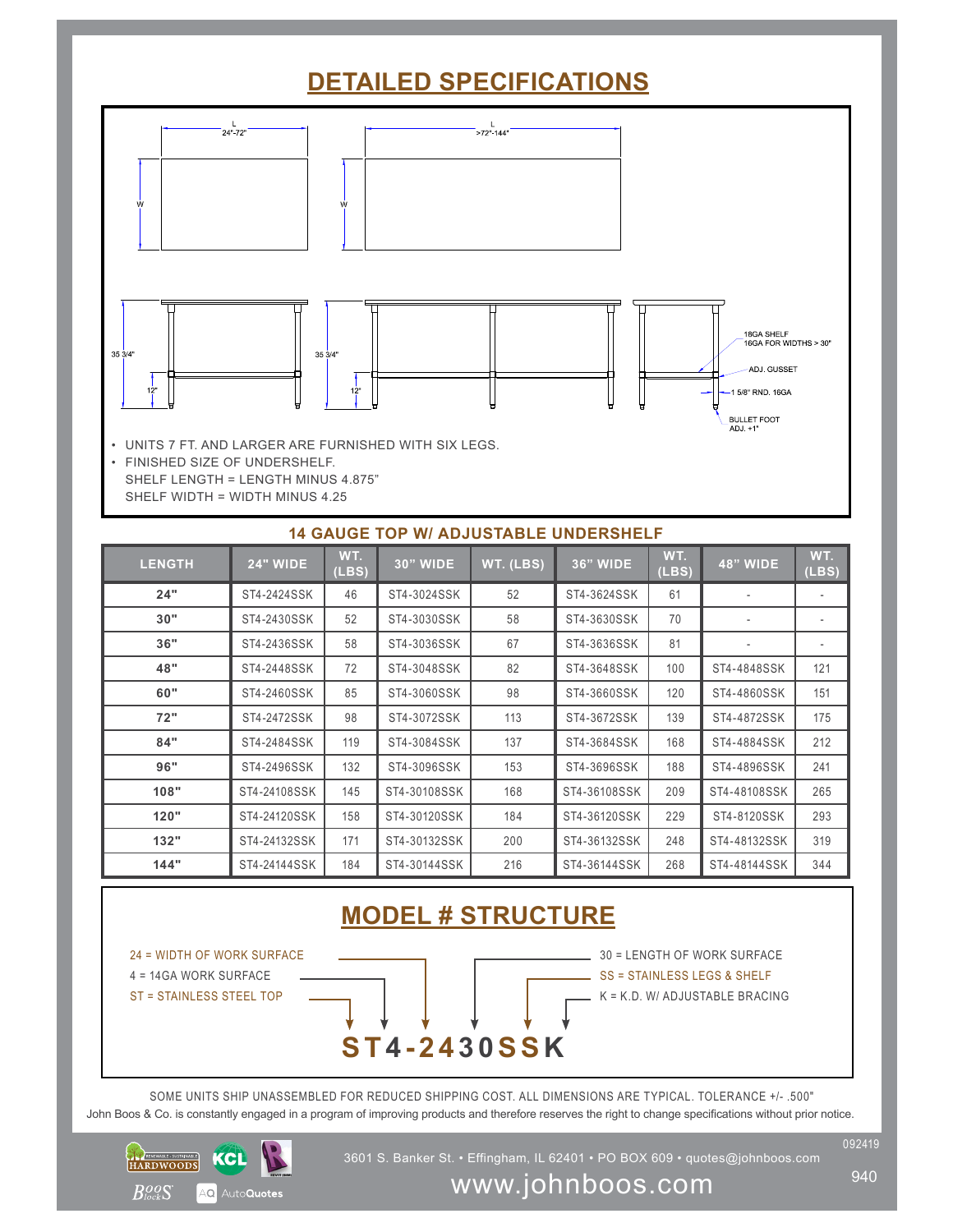# DETAILED SPECIFICATIONS

L
24"-72"

L
>72"-144"

W

W

35 3/4"

12"

35 3/4"

12"

18GA SHELF
16GA FOR WIDTHS > 30"

ADJ. GUSSET

1 5/8" RND. 16GA

BULLET FOOT
ADJ. +1"

- UNITS 7 FT. AND LARGER ARE FURNISHED WITH SIX LEGS.
- FINISHED SIZE OF UNDERSHELF.
  SHELF LENGTH = LENGTH MINUS 4.875"
  SHELF WIDTH = WIDTH MINUS 4.25

## 14 GAUGE TOP W/ ADJUSTABLE UNDERSHELF

| LENGTH | 24" WIDE | WT. (LBS) | 30" WIDE | WT. (LBS) | 36" WIDE | WT. (LBS) | 48" WIDE | WT. (LBS) |
|---|---|---|---|---|---|---|---|---|
| 24" | ST4-2424SSK | 46 | ST4-3024SSK | 52 | ST4-3624SSK | 61 | - | - |
| 30" | ST4-2430SSK | 52 | ST4-3030SSK | 58 | ST4-3630SSK | 70 | - | - |
| 36" | ST4-2436SSK | 58 | ST4-3036SSK | 67 | ST4-3636SSK | 81 | - | - |
| 48" | ST4-2448SSK | 72 | ST4-3048SSK | 82 | ST4-3648SSK | 100 | ST4-4848SSK | 121 |
| 60" | ST4-2460SSK | 85 | ST4-3060SSK | 98 | ST4-3660SSK | 120 | ST4-4860SSK | 151 |
| 72" | ST4-2472SSK | 98 | ST4-3072SSK | 113 | ST4-3672SSK | 139 | ST4-4872SSK | 175 |
| 84" | ST4-2484SSK | 119 | ST4-3084SSK | 137 | ST4-3684SSK | 168 | ST4-4884SSK | 212 |
| 96" | ST4-2496SSK | 132 | ST4-3096SSK | 153 | ST4-3696SSK | 188 | ST4-4896SSK | 241 |
| 108" | ST4-24108SSK | 145 | ST4-30108SSK | 168 | ST4-36108SSK | 209 | ST4-48108SSK | 265 |
| 120" | ST4-24120SSK | 158 | ST4-30120SSK | 184 | ST4-36120SSK | 229 | ST4-8120SSK | 293 |
| 132" | ST4-24132SSK | 171 | ST4-30132SSK | 200 | ST4-36132SSK | 248 | ST4-48132SSK | 319 |
| 144" | ST4-24144SSK | 184 | ST4-30144SSK | 216 | ST4-36144SSK | 268 | ST4-48144SSK | 344 |

# MODEL # STRUCTURE

24 = WIDTH OF WORK SURFACE
4 = 14GA WORK SURFACE
ST = STAINLESS STEEL TOP

30 = LENGTH OF WORK SURFACE
SS = STAINLESS LEGS & SHELF
K = K.D. W/ ADJUSTABLE BRACING

**ST4-2430SSK**

SOME UNITS SHIP UNASSEMBLED FOR REDUCED SHIPPING COST. ALL DIMENSIONS ARE TYPICAL. TOLERANCE +/- .500"

John Boos & Co. is constantly engaged in a program of improving products and therefore reserves the right to change specifications without prior notice.

3601 S. Banker St. • Effingham, IL 62401 • PO BOX 609 • quotes@johnboos.com

www.johnboos.com

092419